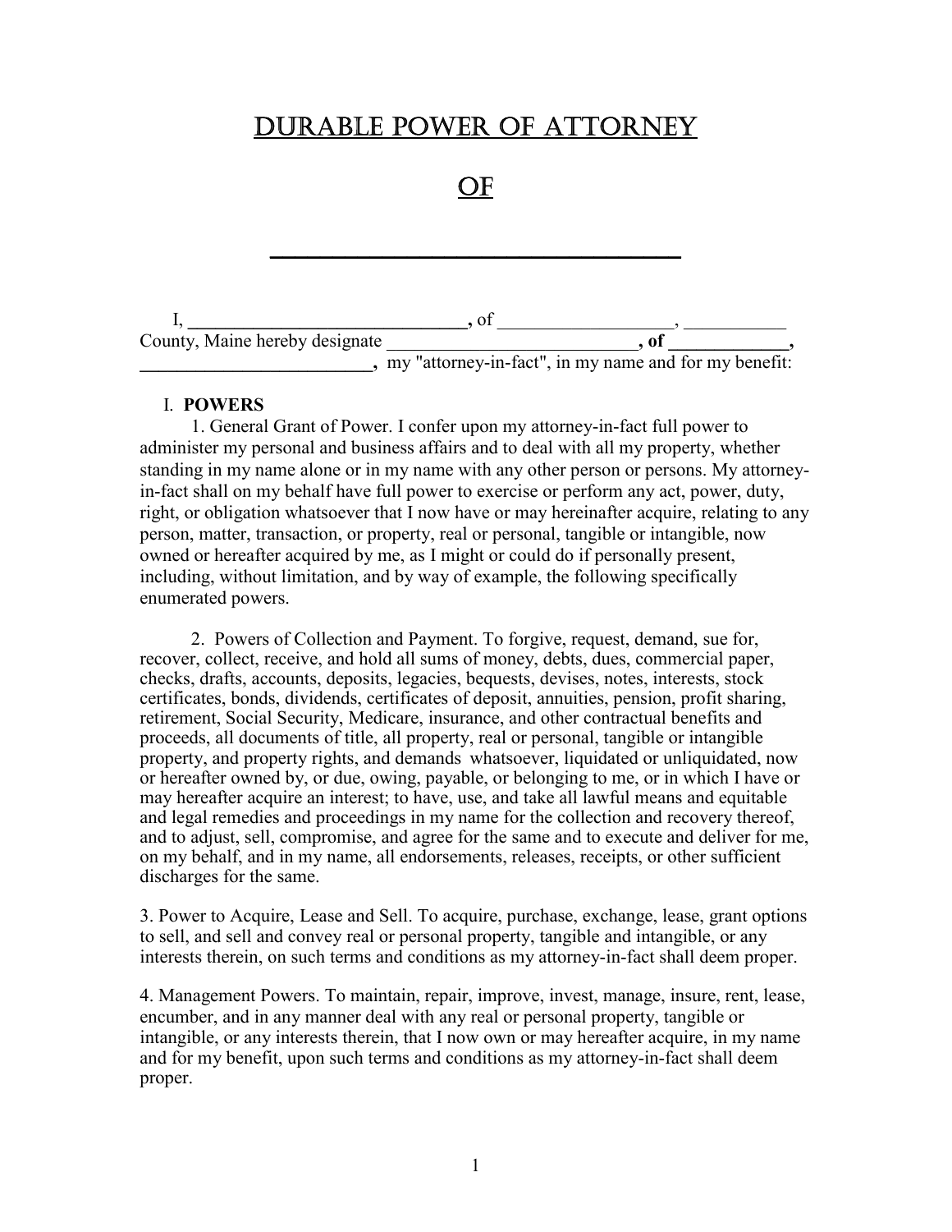# DURABLE POWER OF ATTORNEY

# OF

# ______________________________

I, ______________________________, of __________________, __________ County, Maine hereby designate __________________________, **of** ____________, ________________________, my "attorney-in-fact", in my name and for my benefit:

## I. POWERS

1. General Grant of Power. I confer upon my attorney-in-fact full power to administer my personal and business affairs and to deal with all my property, whether standing in my name alone or in my name with any other person or persons. My attorney-in-fact shall on my behalf have full power to exercise or perform any act, power, duty, right, or obligation whatsoever that I now have or may hereinafter acquire, relating to any person, matter, transaction, or property, real or personal, tangible or intangible, now owned or hereafter acquired by me, as I might or could do if personally present, including, without limitation, and by way of example, the following specifically enumerated powers.

2. Powers of Collection and Payment. To forgive, request, demand, sue for, recover, collect, receive, and hold all sums of money, debts, dues, commercial paper, checks, drafts, accounts, deposits, legacies, bequests, devises, notes, interests, stock certificates, bonds, dividends, certificates of deposit, annuities, pension, profit sharing, retirement, Social Security, Medicare, insurance, and other contractual benefits and proceeds, all documents of title, all property, real or personal, tangible or intangible property, and property rights, and demands whatsoever, liquidated or unliquidated, now or hereafter owned by, or due, owing, payable, or belonging to me, or in which I have or may hereafter acquire an interest; to have, use, and take all lawful means and equitable and legal remedies and proceedings in my name for the collection and recovery thereof, and to adjust, sell, compromise, and agree for the same and to execute and deliver for me, on my behalf, and in my name, all endorsements, releases, receipts, or other sufficient discharges for the same.

3. Power to Acquire, Lease and Sell. To acquire, purchase, exchange, lease, grant options to sell, and sell and convey real or personal property, tangible and intangible, or any interests therein, on such terms and conditions as my attorney-in-fact shall deem proper.

4. Management Powers. To maintain, repair, improve, invest, manage, insure, rent, lease, encumber, and in any manner deal with any real or personal property, tangible or intangible, or any interests therein, that I now own or may hereafter acquire, in my name and for my benefit, upon such terms and conditions as my attorney-in-fact shall deem proper.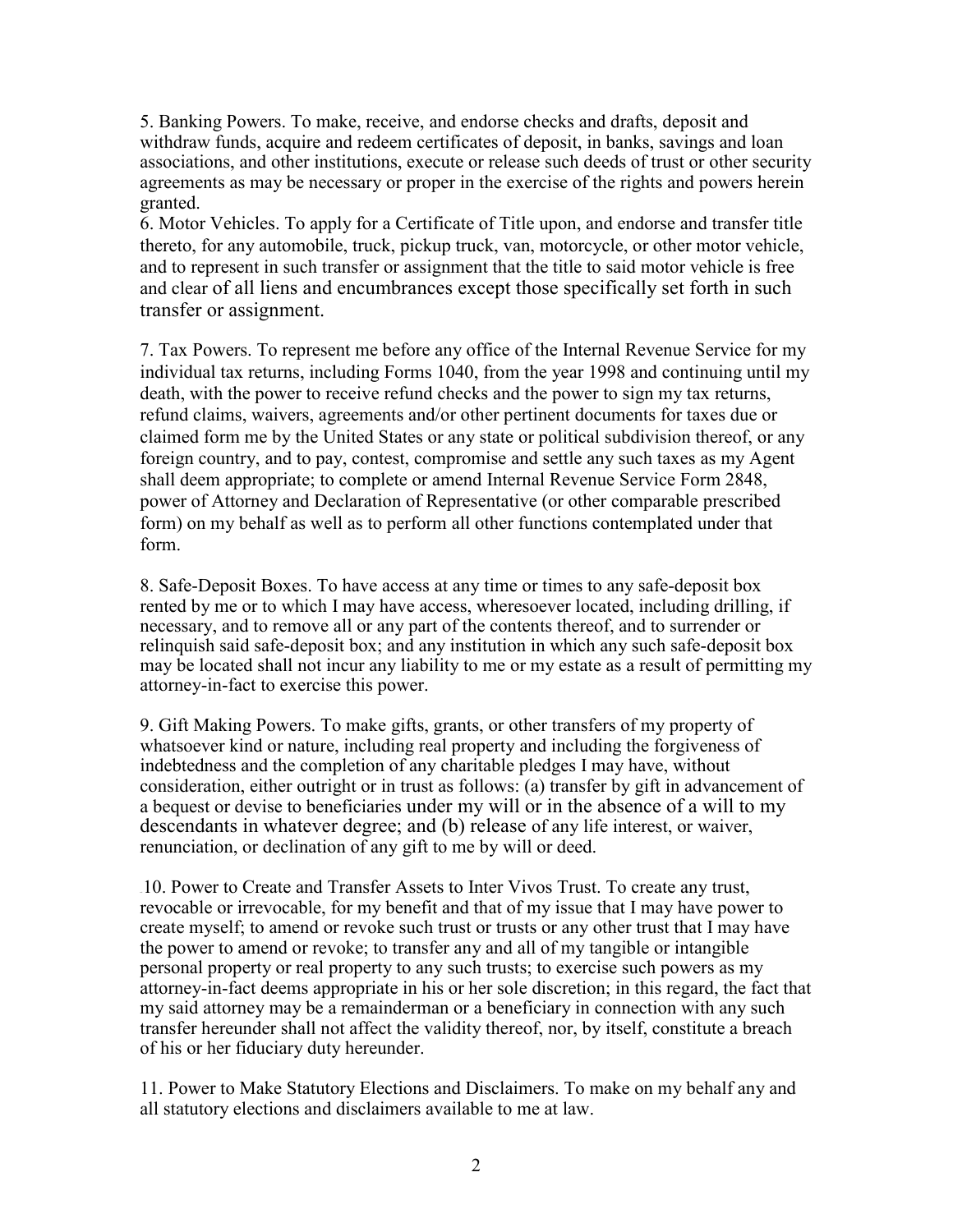5. Banking Powers. To make, receive, and endorse checks and drafts, deposit and withdraw funds, acquire and redeem certificates of deposit, in banks, savings and loan associations, and other institutions, execute or release such deeds of trust or other security agreements as may be necessary or proper in the exercise of the rights and powers herein granted.

6. Motor Vehicles. To apply for a Certificate of Title upon, and endorse and transfer title thereto, for any automobile, truck, pickup truck, van, motorcycle, or other motor vehicle, and to represent in such transfer or assignment that the title to said motor vehicle is free and clear of all liens and encumbrances except those specifically set forth in such transfer or assignment.

7. Tax Powers. To represent me before any office of the Internal Revenue Service for my individual tax returns, including Forms 1040, from the year 1998 and continuing until my death, with the power to receive refund checks and the power to sign my tax returns, refund claims, waivers, agreements and/or other pertinent documents for taxes due or claimed form me by the United States or any state or political subdivision thereof, or any foreign country, and to pay, contest, compromise and settle any such taxes as my Agent shall deem appropriate; to complete or amend Internal Revenue Service Form 2848, power of Attorney and Declaration of Representative (or other comparable prescribed form) on my behalf as well as to perform all other functions contemplated under that form.

8. Safe-Deposit Boxes. To have access at any time or times to any safe-deposit box rented by me or to which I may have access, wheresoever located, including drilling, if necessary, and to remove all or any part of the contents thereof, and to surrender or relinquish said safe-deposit box; and any institution in which any such safe-deposit box may be located shall not incur any liability to me or my estate as a result of permitting my attorney-in-fact to exercise this power.

9. Gift Making Powers. To make gifts, grants, or other transfers of my property of whatsoever kind or nature, including real property and including the forgiveness of indebtedness and the completion of any charitable pledges I may have, without consideration, either outright or in trust as follows: (a) transfer by gift in advancement of a bequest or devise to beneficiaries under my will or in the absence of a will to my descendants in whatever degree; and (b) release of any life interest, or waiver, renunciation, or declination of any gift to me by will or deed.

10. Power to Create and Transfer Assets to Inter Vivos Trust. To create any trust, revocable or irrevocable, for my benefit and that of my issue that I may have power to create myself; to amend or revoke such trust or trusts or any other trust that I may have the power to amend or revoke; to transfer any and all of my tangible or intangible personal property or real property to any such trusts; to exercise such powers as my attorney-in-fact deems appropriate in his or her sole discretion; in this regard, the fact that my said attorney may be a remainderman or a beneficiary in connection with any such transfer hereunder shall not affect the validity thereof, nor, by itself, constitute a breach of his or her fiduciary duty hereunder.

11. Power to Make Statutory Elections and Disclaimers. To make on my behalf any and all statutory elections and disclaimers available to me at law.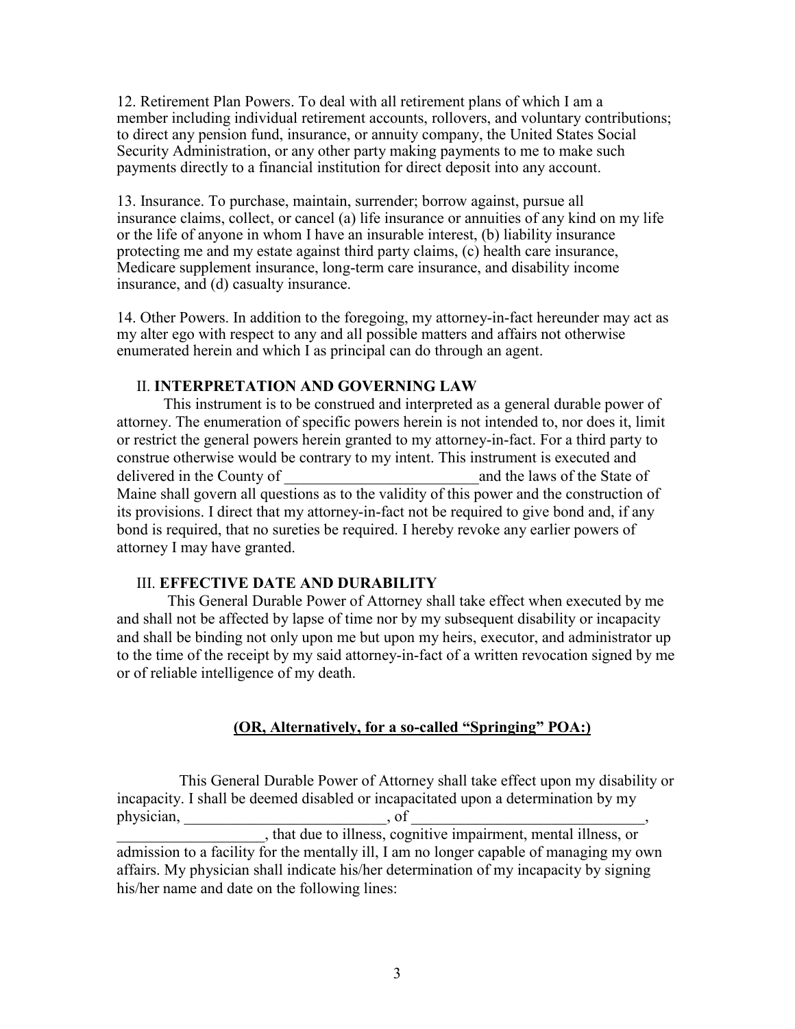12. Retirement Plan Powers. To deal with all retirement plans of which I am a member including individual retirement accounts, rollovers, and voluntary contributions; to direct any pension fund, insurance, or annuity company, the United States Social Security Administration, or any other party making payments to me to make such payments directly to a financial institution for direct deposit into any account.

13. Insurance. To purchase, maintain, surrender; borrow against, pursue all insurance claims, collect, or cancel (a) life insurance or annuities of any kind on my life or the life of anyone in whom I have an insurable interest, (b) liability insurance protecting me and my estate against third party claims, (c) health care insurance, Medicare supplement insurance, long-term care insurance, and disability income insurance, and (d) casualty insurance.

14. Other Powers. In addition to the foregoing, my attorney-in-fact hereunder may act as my alter ego with respect to any and all possible matters and affairs not otherwise enumerated herein and which I as principal can do through an agent.

## II. **INTERPRETATION AND GOVERNING LAW**

This instrument is to be construed and interpreted as a general durable power of attorney. The enumeration of specific powers herein is not intended to, nor does it, limit or restrict the general powers herein granted to my attorney-in-fact. For a third party to construe otherwise would be contrary to my intent. This instrument is executed and delivered in the County of _________________________and the laws of the State of Maine shall govern all questions as to the validity of this power and the construction of its provisions. I direct that my attorney-in-fact not be required to give bond and, if any bond is required, that no sureties be required. I hereby revoke any earlier powers of attorney I may have granted.

## III. **EFFECTIVE DATE AND DURABILITY**

This General Durable Power of Attorney shall take effect when executed by me and shall not be affected by lapse of time nor by my subsequent disability or incapacity and shall be binding not only upon me but upon my heirs, executor, and administrator up to the time of the receipt by my said attorney-in-fact of a written revocation signed by me or of reliable intelligence of my death.

**(OR, Alternatively, for a so-called "Springing" POA:)**

This General Durable Power of Attorney shall take effect upon my disability or incapacity. I shall be deemed disabled or incapacitated upon a determination by my physician, __________________________, of ______________________________, ___________________, that due to illness, cognitive impairment, mental illness, or admission to a facility for the mentally ill, I am no longer capable of managing my own affairs. My physician shall indicate his/her determination of my incapacity by signing his/her name and date on the following lines: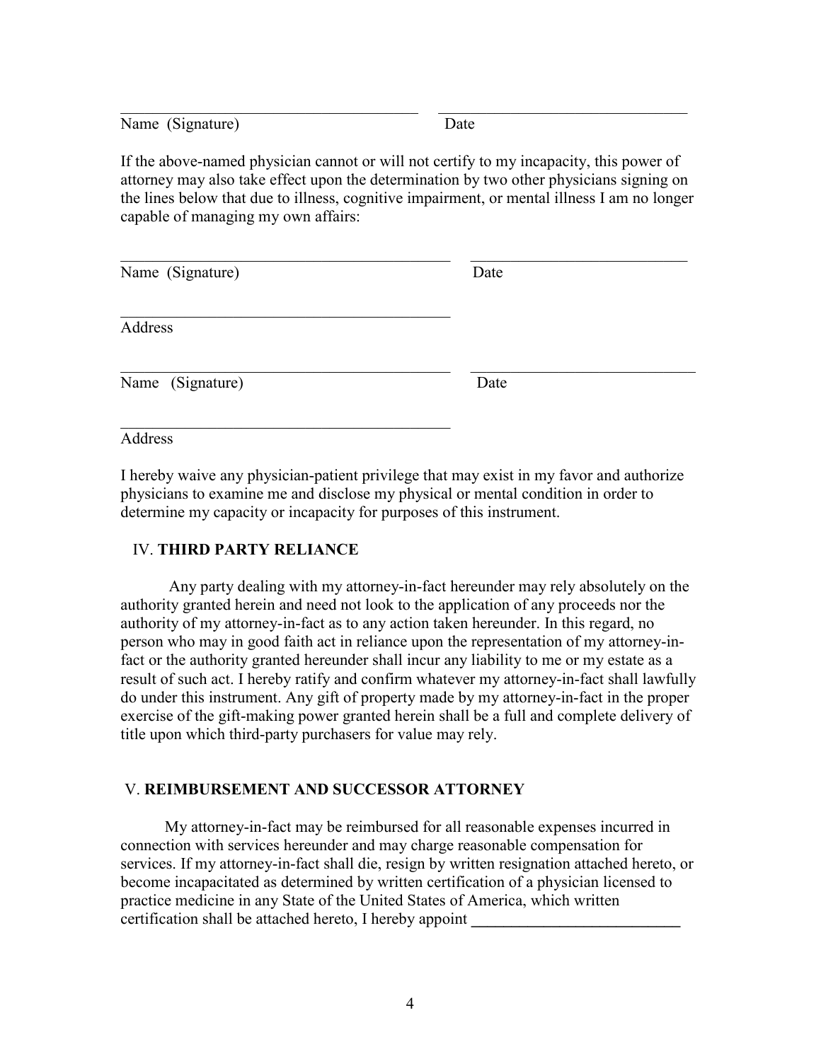\_\_\_\_\_\_\_\_\_\_\_\_\_\_\_\_\_\_\_\_\_\_\_\_\_\_\_\_\_\_\_\_\_\_\_\_ \_\_\_\_\_\_\_\_\_\_\_\_\_\_\_\_\_\_\_\_\_\_\_\_\_\_\_\_\_\_

Name (Signature) Date

If the above-named physician cannot or will not certify to my incapacity, this power of attorney may also take effect upon the determination by two other physicians signing on the lines below that due to illness, cognitive impairment, or mental illness I am no longer capable of managing my own affairs:

\_\_\_\_\_\_\_\_\_\_\_\_\_\_\_\_\_\_\_\_\_\_\_\_\_\_\_\_\_\_\_\_\_\_\_\_\_\_\_\_ \_\_\_\_\_\_\_\_\_\_\_\_\_\_\_\_\_\_\_\_\_\_\_\_\_\_\_\_

Name (Signature) Date

\_\_\_\_\_\_\_\_\_\_\_\_\_\_\_\_\_\_\_\_\_\_\_\_\_\_\_\_\_\_\_\_\_\_\_\_\_\_\_\_

Address

\_\_\_\_\_\_\_\_\_\_\_\_\_\_\_\_\_\_\_\_\_\_\_\_\_\_\_\_\_\_\_\_\_\_\_\_\_\_\_\_ \_\_\_\_\_\_\_\_\_\_\_\_\_\_\_\_\_\_\_\_\_\_\_\_\_\_\_\_

Name (Signature) Date

\_\_\_\_\_\_\_\_\_\_\_\_\_\_\_\_\_\_\_\_\_\_\_\_\_\_\_\_\_\_\_\_\_\_\_\_\_\_\_\_

Address

I hereby waive any physician-patient privilege that may exist in my favor and authorize physicians to examine me and disclose my physical or mental condition in order to determine my capacity or incapacity for purposes of this instrument.

## IV. THIRD PARTY RELIANCE

Any party dealing with my attorney-in-fact hereunder may rely absolutely on the authority granted herein and need not look to the application of any proceeds nor the authority of my attorney-in-fact as to any action taken hereunder. In this regard, no person who may in good faith act in reliance upon the representation of my attorney-in-fact or the authority granted hereunder shall incur any liability to me or my estate as a result of such act. I hereby ratify and confirm whatever my attorney-in-fact shall lawfully do under this instrument. Any gift of property made by my attorney-in-fact in the proper exercise of the gift-making power granted herein shall be a full and complete delivery of title upon which third-party purchasers for value may rely.

## V. REIMBURSEMENT AND SUCCESSOR ATTORNEY

My attorney-in-fact may be reimbursed for all reasonable expenses incurred in connection with services hereunder and may charge reasonable compensation for services. If my attorney-in-fact shall die, resign by written resignation attached hereto, or become incapacitated as determined by written certification of a physician licensed to practice medicine in any State of the United States of America, which written certification shall be attached hereto, I hereby appoint \_\_\_\_\_\_\_\_\_\_\_\_\_\_\_\_\_\_\_\_\_\_\_\_\_\_\_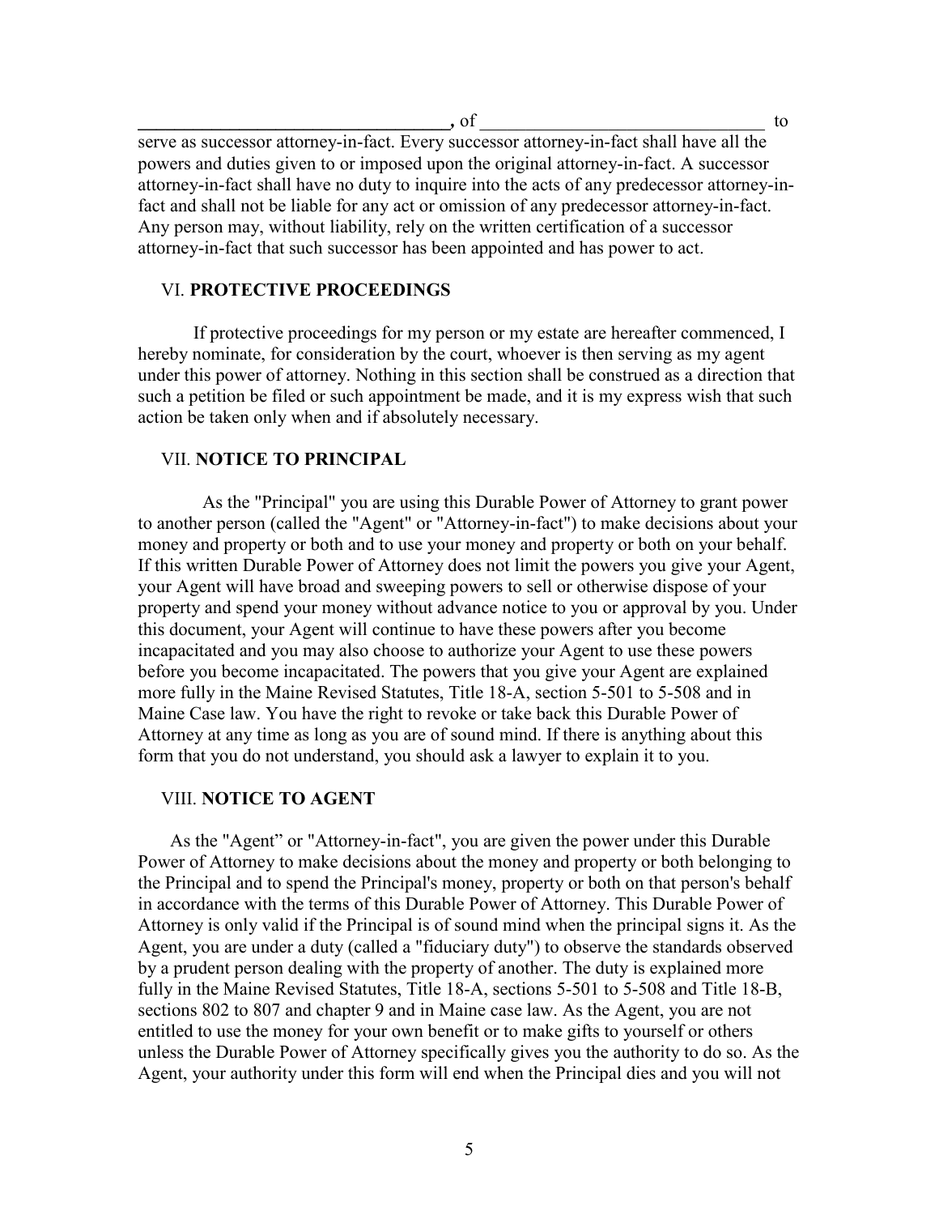**\_\_\_\_\_\_\_\_\_\_\_\_\_\_\_\_\_\_\_\_\_\_\_\_\_\_\_\_\_\_\_\_\_\_,** of \_\_\_\_\_\_\_\_\_\_\_\_\_\_\_\_\_\_\_\_\_\_\_\_\_\_\_\_\_\_\_ to serve as successor attorney-in-fact. Every successor attorney-in-fact shall have all the powers and duties given to or imposed upon the original attorney-in-fact. A successor attorney-in-fact shall have no duty to inquire into the acts of any predecessor attorney-in-fact and shall not be liable for any act or omission of any predecessor attorney-in-fact. Any person may, without liability, rely on the written certification of a successor attorney-in-fact that such successor has been appointed and has power to act.

## VI. **PROTECTIVE PROCEEDINGS**

If protective proceedings for my person or my estate are hereafter commenced, I hereby nominate, for consideration by the court, whoever is then serving as my agent under this power of attorney. Nothing in this section shall be construed as a direction that such a petition be filed or such appointment be made, and it is my express wish that such action be taken only when and if absolutely necessary.

## VII. **NOTICE TO PRINCIPAL**

As the "Principal" you are using this Durable Power of Attorney to grant power to another person (called the "Agent" or "Attorney-in-fact") to make decisions about your money and property or both and to use your money and property or both on your behalf. If this written Durable Power of Attorney does not limit the powers you give your Agent, your Agent will have broad and sweeping powers to sell or otherwise dispose of your property and spend your money without advance notice to you or approval by you. Under this document, your Agent will continue to have these powers after you become incapacitated and you may also choose to authorize your Agent to use these powers before you become incapacitated. The powers that you give your Agent are explained more fully in the Maine Revised Statutes, Title 18-A, section 5-501 to 5-508 and in Maine Case law. You have the right to revoke or take back this Durable Power of Attorney at any time as long as you are of sound mind. If there is anything about this form that you do not understand, you should ask a lawyer to explain it to you.

## VIII. **NOTICE TO AGENT**

As the "Agent" or "Attorney-in-fact", you are given the power under this Durable Power of Attorney to make decisions about the money and property or both belonging to the Principal and to spend the Principal's money, property or both on that person's behalf in accordance with the terms of this Durable Power of Attorney. This Durable Power of Attorney is only valid if the Principal is of sound mind when the principal signs it. As the Agent, you are under a duty (called a "fiduciary duty") to observe the standards observed by a prudent person dealing with the property of another. The duty is explained more fully in the Maine Revised Statutes, Title 18-A, sections 5-501 to 5-508 and Title 18-B, sections 802 to 807 and chapter 9 and in Maine case law. As the Agent, you are not entitled to use the money for your own benefit or to make gifts to yourself or others unless the Durable Power of Attorney specifically gives you the authority to do so. As the Agent, your authority under this form will end when the Principal dies and you will not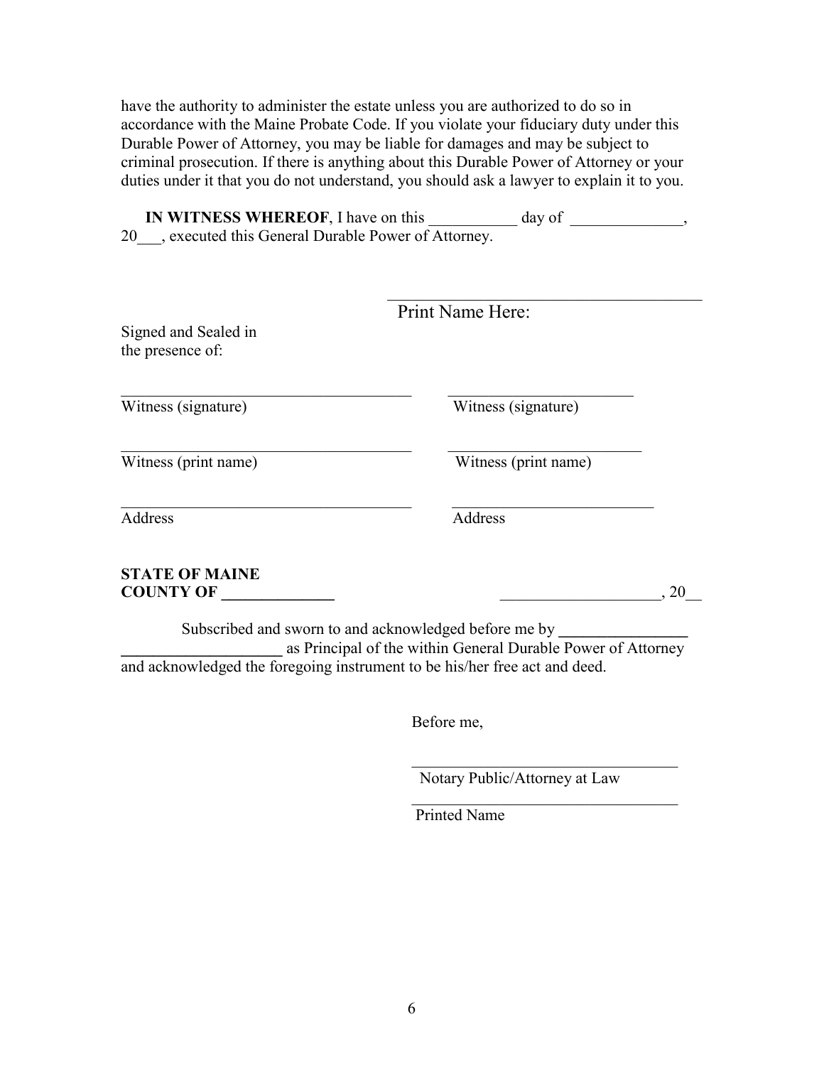have the authority to administer the estate unless you are authorized to do so in accordance with the Maine Probate Code. If you violate your fiduciary duty under this Durable Power of Attorney, you may be liable for damages and may be subject to criminal prosecution. If there is anything about this Durable Power of Attorney or your duties under it that you do not understand, you should ask a lawyer to explain it to you.

**IN WITNESS WHEREOF**, I have on this ___________ day of ______________, 20___, executed this General Durable Power of Attorney.

_______________________________________
Print Name Here:

Signed and Sealed in
the presence of:

| | |
|---|---|
| _________________________________ | _______________________ |
| Witness (signature) | Witness (signature) |
| _________________________________ | _______________________ |
| Witness (print name) | Witness (print name) |
| _________________________________ | _______________________ |
| Address | Address |

**STATE OF MAINE**
**COUNTY OF ______________** ____________________, 20__

Subscribed and sworn to and acknowledged before me by ________________ ____________________ as Principal of the within General Durable Power of Attorney and acknowledged the foregoing instrument to be his/her free act and deed.

Before me,

_________________________________
Notary Public/Attorney at Law

_________________________________
Printed Name